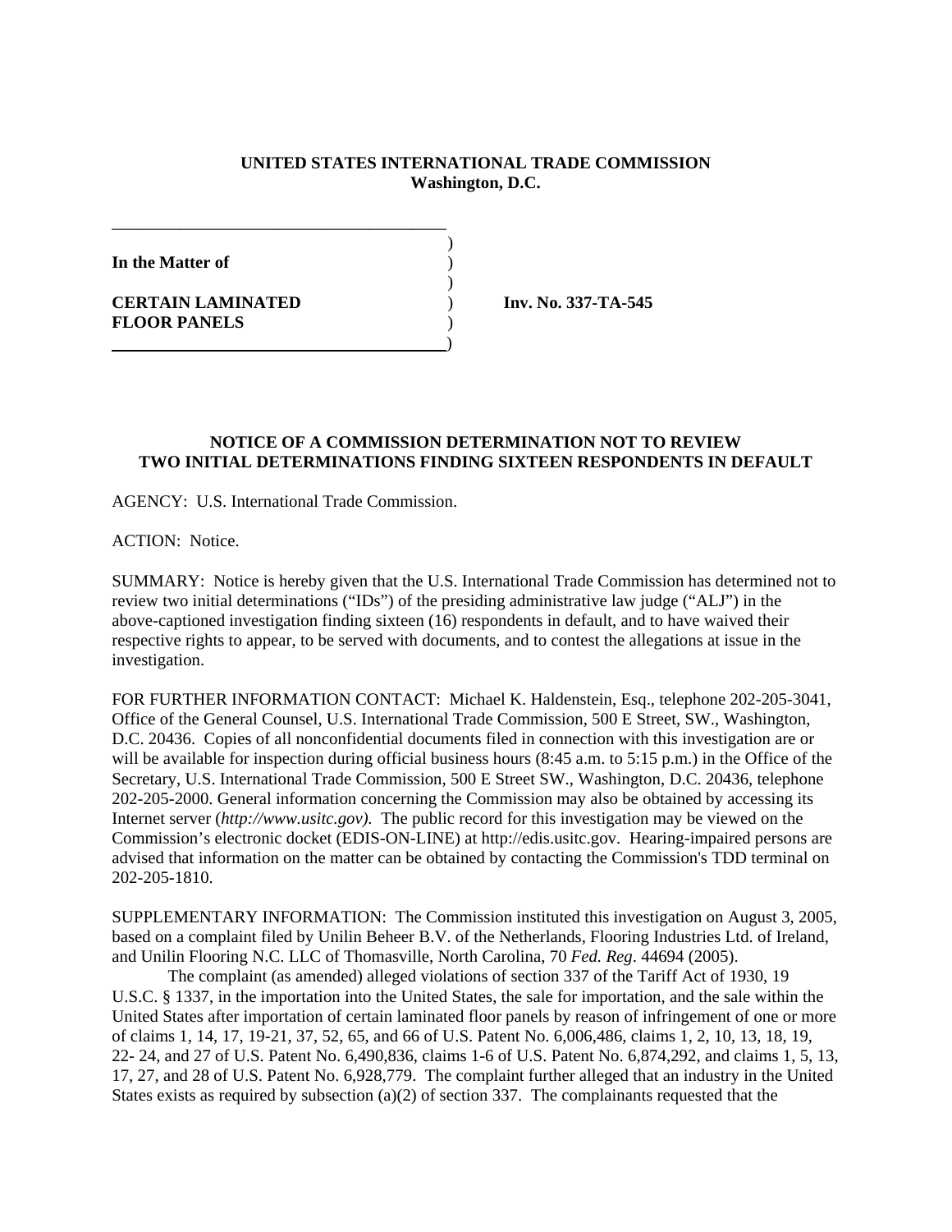**UNITED STATES INTERNATIONAL TRADE COMMISSION**
**Washington, D.C.**

**In the Matter of**

**CERTAIN LAMINATED FLOOR PANELS**

**Inv. No. 337-TA-545**

**NOTICE OF A COMMISSION DETERMINATION NOT TO REVIEW TWO INITIAL DETERMINATIONS FINDING SIXTEEN RESPONDENTS IN DEFAULT**

AGENCY: U.S. International Trade Commission.

ACTION: Notice.

SUMMARY: Notice is hereby given that the U.S. International Trade Commission has determined not to review two initial determinations ("IDs") of the presiding administrative law judge ("ALJ") in the above-captioned investigation finding sixteen (16) respondents in default, and to have waived their respective rights to appear, to be served with documents, and to contest the allegations at issue in the investigation.

FOR FURTHER INFORMATION CONTACT: Michael K. Haldenstein, Esq., telephone 202-205-3041, Office of the General Counsel, U.S. International Trade Commission, 500 E Street, SW., Washington, D.C. 20436. Copies of all nonconfidential documents filed in connection with this investigation are or will be available for inspection during official business hours (8:45 a.m. to 5:15 p.m.) in the Office of the Secretary, U.S. International Trade Commission, 500 E Street SW., Washington, D.C. 20436, telephone 202-205-2000. General information concerning the Commission may also be obtained by accessing its Internet server (*http://www.usitc.gov)*. The public record for this investigation may be viewed on the Commission's electronic docket (EDIS-ON-LINE) at http://edis.usitc.gov. Hearing-impaired persons are advised that information on the matter can be obtained by contacting the Commission's TDD terminal on 202-205-1810.

SUPPLEMENTARY INFORMATION: The Commission instituted this investigation on August 3, 2005, based on a complaint filed by Unilin Beheer B.V. of the Netherlands, Flooring Industries Ltd. of Ireland, and Unilin Flooring N.C. LLC of Thomasville, North Carolina, 70 *Fed. Reg*. 44694 (2005).

The complaint (as amended) alleged violations of section 337 of the Tariff Act of 1930, 19 U.S.C. § 1337, in the importation into the United States, the sale for importation, and the sale within the United States after importation of certain laminated floor panels by reason of infringement of one or more of claims 1, 14, 17, 19-21, 37, 52, 65, and 66 of U.S. Patent No. 6,006,486, claims 1, 2, 10, 13, 18, 19, 22- 24, and 27 of U.S. Patent No. 6,490,836, claims 1-6 of U.S. Patent No. 6,874,292, and claims 1, 5, 13, 17, 27, and 28 of U.S. Patent No. 6,928,779. The complaint further alleged that an industry in the United States exists as required by subsection (a)(2) of section 337. The complainants requested that the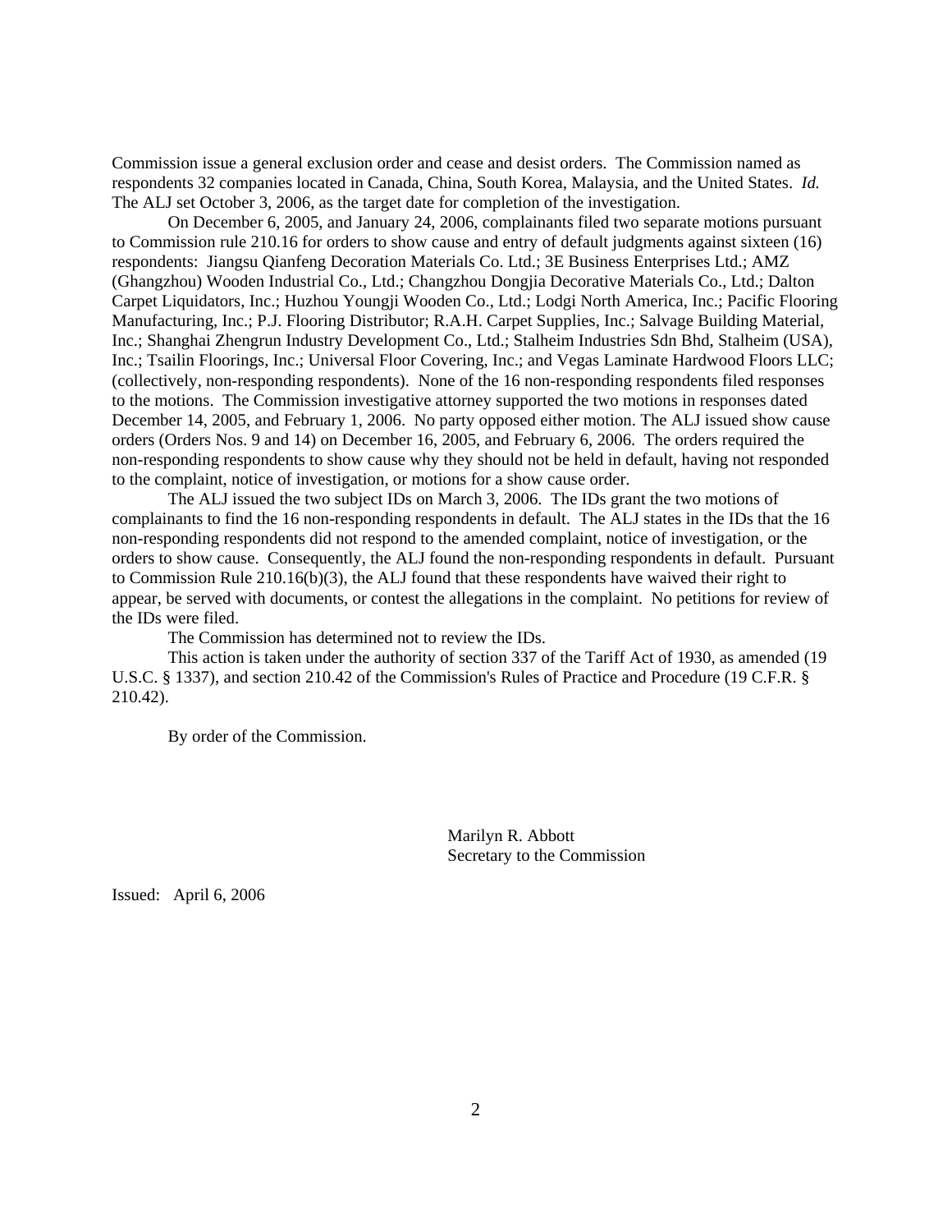Commission issue a general exclusion order and cease and desist orders. The Commission named as respondents 32 companies located in Canada, China, South Korea, Malaysia, and the United States. *Id.* The ALJ set October 3, 2006, as the target date for completion of the investigation.

On December 6, 2005, and January 24, 2006, complainants filed two separate motions pursuant to Commission rule 210.16 for orders to show cause and entry of default judgments against sixteen (16) respondents: Jiangsu Qianfeng Decoration Materials Co. Ltd.; 3E Business Enterprises Ltd.; AMZ (Ghangzhou) Wooden Industrial Co., Ltd.; Changzhou Dongjia Decorative Materials Co., Ltd.; Dalton Carpet Liquidators, Inc.; Huzhou Youngji Wooden Co., Ltd.; Lodgi North America, Inc.; Pacific Flooring Manufacturing, Inc.; P.J. Flooring Distributor; R.A.H. Carpet Supplies, Inc.; Salvage Building Material, Inc.; Shanghai Zhengrun Industry Development Co., Ltd.; Stalheim Industries Sdn Bhd, Stalheim (USA), Inc.; Tsailin Floorings, Inc.; Universal Floor Covering, Inc.; and Vegas Laminate Hardwood Floors LLC; (collectively, non-responding respondents). None of the 16 non-responding respondents filed responses to the motions. The Commission investigative attorney supported the two motions in responses dated December 14, 2005, and February 1, 2006. No party opposed either motion. The ALJ issued show cause orders (Orders Nos. 9 and 14) on December 16, 2005, and February 6, 2006. The orders required the non-responding respondents to show cause why they should not be held in default, having not responded to the complaint, notice of investigation, or motions for a show cause order.

The ALJ issued the two subject IDs on March 3, 2006. The IDs grant the two motions of complainants to find the 16 non-responding respondents in default. The ALJ states in the IDs that the 16 non-responding respondents did not respond to the amended complaint, notice of investigation, or the orders to show cause. Consequently, the ALJ found the non-responding respondents in default. Pursuant to Commission Rule 210.16(b)(3), the ALJ found that these respondents have waived their right to appear, be served with documents, or contest the allegations in the complaint. No petitions for review of the IDs were filed.

The Commission has determined not to review the IDs.

This action is taken under the authority of section 337 of the Tariff Act of 1930, as amended (19 U.S.C. § 1337), and section 210.42 of the Commission's Rules of Practice and Procedure (19 C.F.R. § 210.42).

By order of the Commission.

Marilyn R. Abbott
Secretary to the Commission

Issued: April 6, 2006